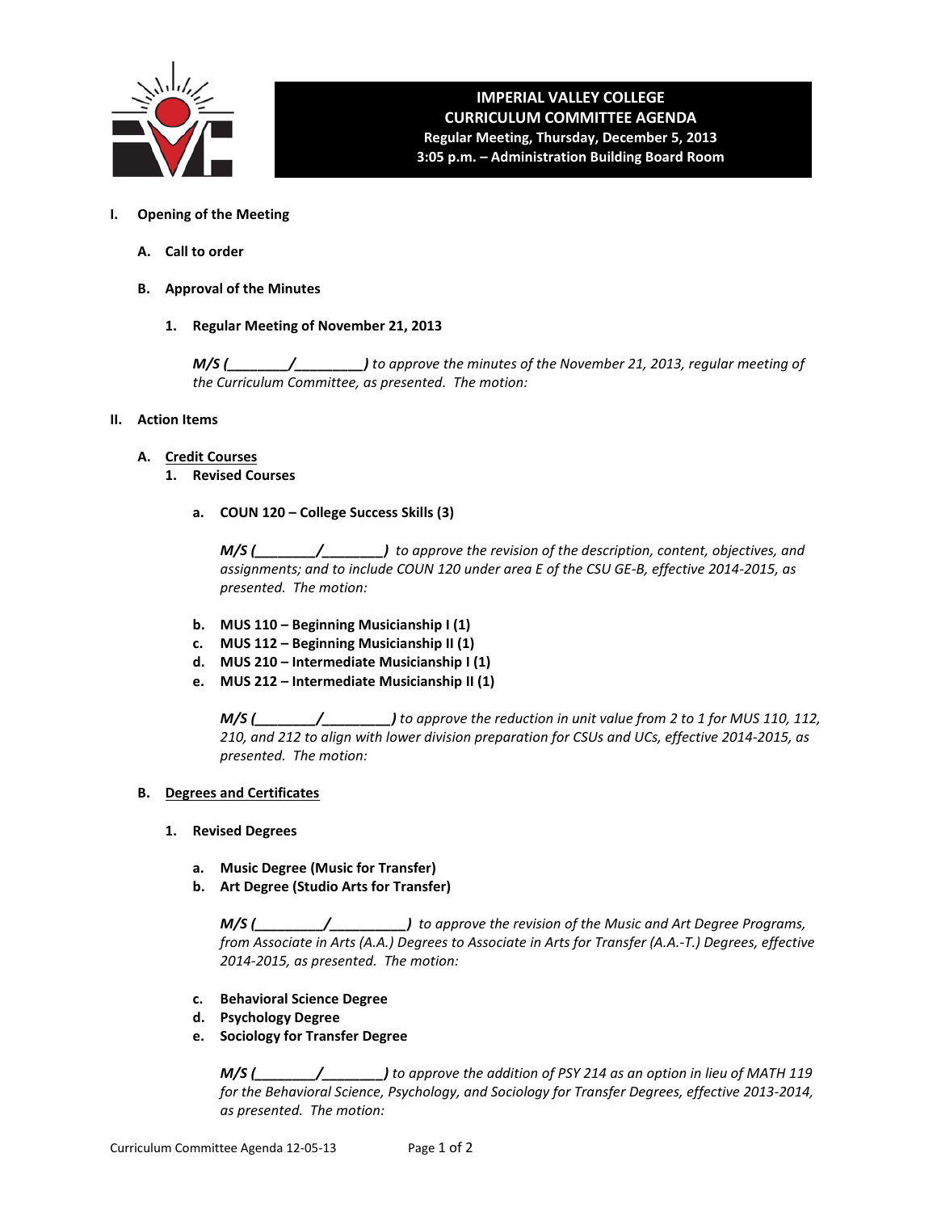# IMPERIAL VALLEY COLLEGE
## CURRICULUM COMMITTEE AGENDA
**Regular Meeting, Thursday, December 5, 2013**
**3:05 p.m. – Administration Building Board Room**

**I. Opening of the Meeting**

**A. Call to order**

**B. Approval of the Minutes**

**1. Regular Meeting of November 21, 2013**

***M/S (________/________)*** *to approve the minutes of the November 21, 2013, regular meeting of the Curriculum Committee, as presented. The motion:*

**II. Action Items**

**A. <u>Credit Courses</u>**

**1. Revised Courses**

**a. COUN 120 – College Success Skills (3)**

***M/S (________/________)*** *to approve the revision of the description, content, objectives, and assignments; and to include COUN 120 under area E of the CSU GE-B, effective 2014-2015, as presented. The motion:*

**b. MUS 110 – Beginning Musicianship I (1)**
**c. MUS 112 – Beginning Musicianship II (1)**
**d. MUS 210 – Intermediate Musicianship I (1)**
**e. MUS 212 – Intermediate Musicianship II (1)**

***M/S (________/________)*** *to approve the reduction in unit value from 2 to 1 for MUS 110, 112, 210, and 212 to align with lower division preparation for CSUs and UCs, effective 2014-2015, as presented. The motion:*

**B. <u>Degrees and Certificates</u>**

**1. Revised Degrees**

**a. Music Degree (Music for Transfer)**
**b. Art Degree (Studio Arts for Transfer)**

***M/S (_________/__________)*** *to approve the revision of the Music and Art Degree Programs, from Associate in Arts (A.A.) Degrees to Associate in Arts for Transfer (A.A.-T.) Degrees, effective 2014-2015, as presented. The motion:*

**c. Behavioral Science Degree**
**d. Psychology Degree**
**e. Sociology for Transfer Degree**

***M/S (________/________)*** *to approve the addition of PSY 214 as an option in lieu of MATH 119 for the Behavioral Science, Psychology, and Sociology for Transfer Degrees, effective 2013-2014, as presented. The motion:*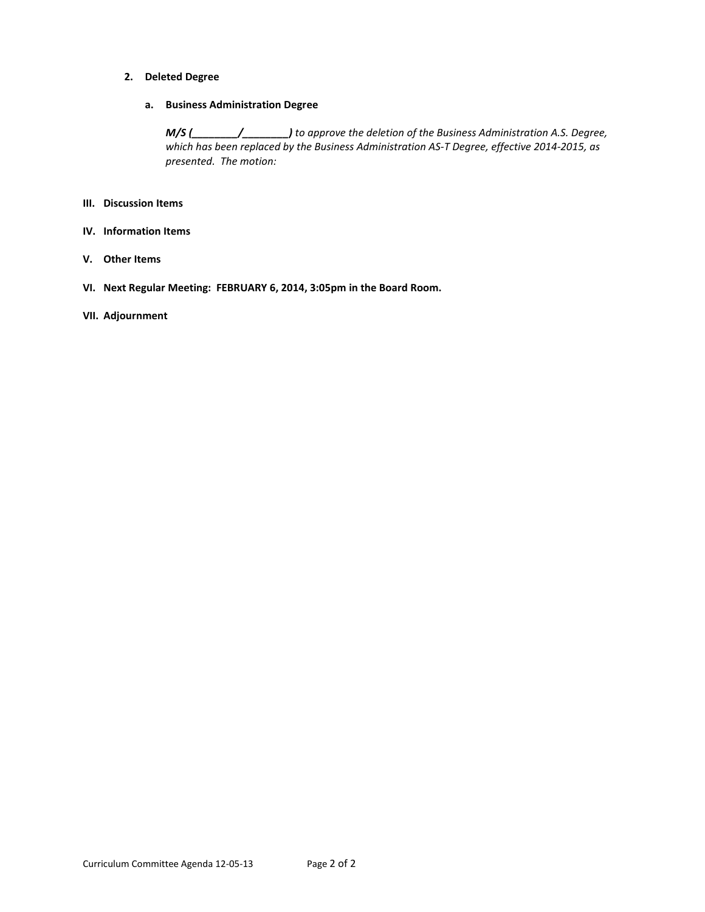2. **Deleted Degree**

   a. **Business Administration Degree**

      ***M/S (________/________)*** *to approve the deletion of the Business Administration A.S. Degree, which has been replaced by the Business Administration AS-T Degree, effective 2014-2015, as presented. The motion:*

**III. Discussion Items**

**IV. Information Items**

**V. Other Items**

**VI. Next Regular Meeting: FEBRUARY 6, 2014, 3:05pm in the Board Room.**

**VII. Adjournment**